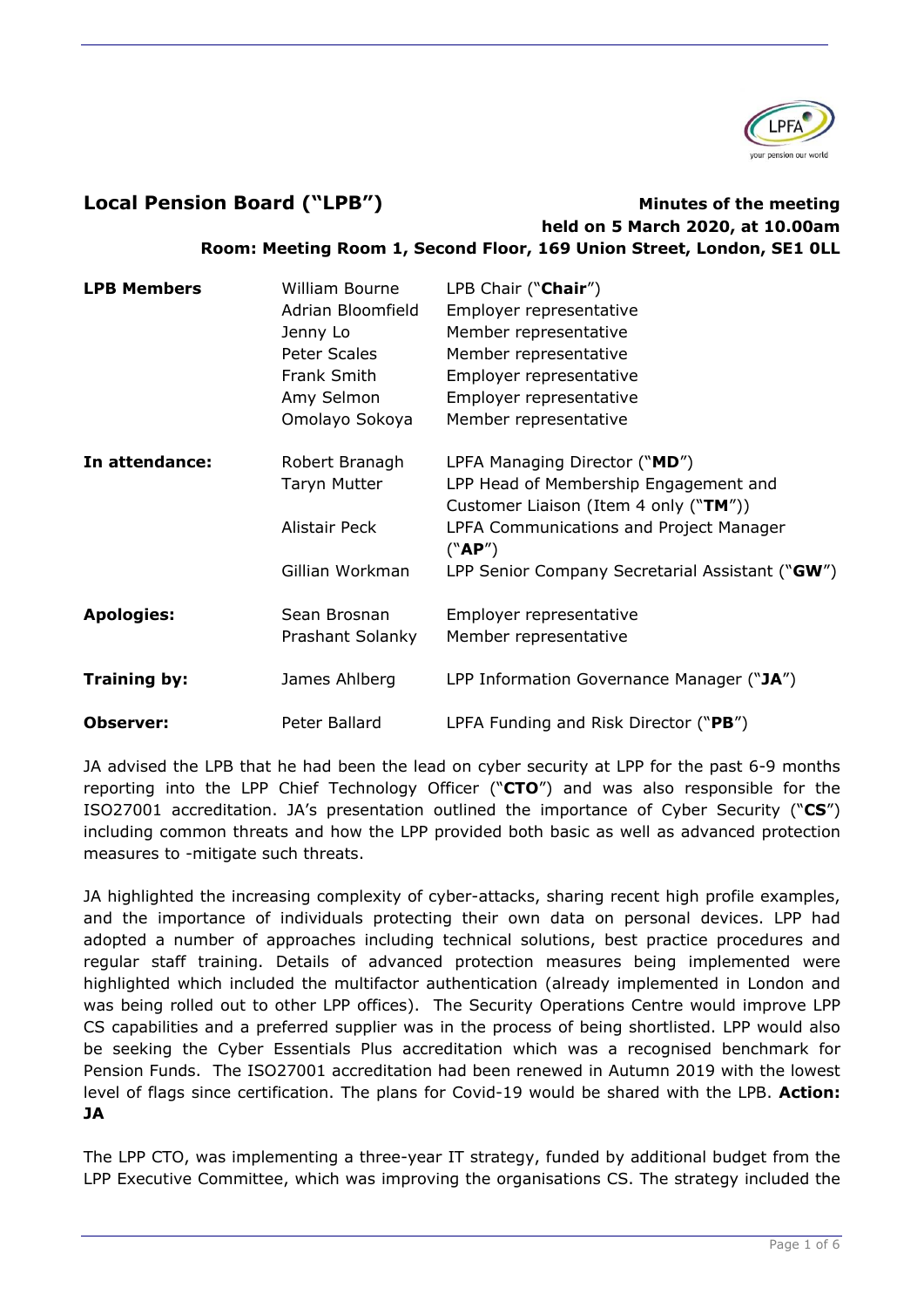## Local Pension Board ("LPB")

**Minutes of the meeting held on 5 March 2020, at 10.00am**
**Room: Meeting Room 1, Second Floor, 169 Union Street, London, SE1 0LL**

| | | |
|---|---|---|
| **LPB Members** | William Bourne | LPB Chair ("**Chair**") |
| | Adrian Bloomfield | Employer representative |
| | Jenny Lo | Member representative |
| | Peter Scales | Member representative |
| | Frank Smith | Employer representative |
| | Amy Selmon | Employer representative |
| | Omolayo Sokoya | Member representative |
| **In attendance:** | Robert Branagh | LPFA Managing Director ("**MD**") |
| | Taryn Mutter | LPP Head of Membership Engagement and Customer Liaison (Item 4 only ("**TM**")) |
| | Alistair Peck | LPFA Communications and Project Manager ("**AP**") |
| | Gillian Workman | LPP Senior Company Secretarial Assistant ("**GW**") |
| **Apologies:** | Sean Brosnan | Employer representative |
| | Prashant Solanky | Member representative |
| **Training by:** | James Ahlberg | LPP Information Governance Manager ("**JA**") |
| **Observer:** | Peter Ballard | LPFA Funding and Risk Director ("**PB**") |

JA advised the LPB that he had been the lead on cyber security at LPP for the past 6-9 months reporting into the LPP Chief Technology Officer ("**CTO**") and was also responsible for the ISO27001 accreditation. JA's presentation outlined the importance of Cyber Security ("**CS**") including common threats and how the LPP provided both basic as well as advanced protection measures to -mitigate such threats.

JA highlighted the increasing complexity of cyber-attacks, sharing recent high profile examples, and the importance of individuals protecting their own data on personal devices. LPP had adopted a number of approaches including technical solutions, best practice procedures and regular staff training. Details of advanced protection measures being implemented were highlighted which included the multifactor authentication (already implemented in London and was being rolled out to other LPP offices). The Security Operations Centre would improve LPP CS capabilities and a preferred supplier was in the process of being shortlisted. LPP would also be seeking the Cyber Essentials Plus accreditation which was a recognised benchmark for Pension Funds. The ISO27001 accreditation had been renewed in Autumn 2019 with the lowest level of flags since certification. The plans for Covid-19 would be shared with the LPB. **Action: JA**

The LPP CTO, was implementing a three-year IT strategy, funded by additional budget from the LPP Executive Committee, which was improving the organisations CS. The strategy included the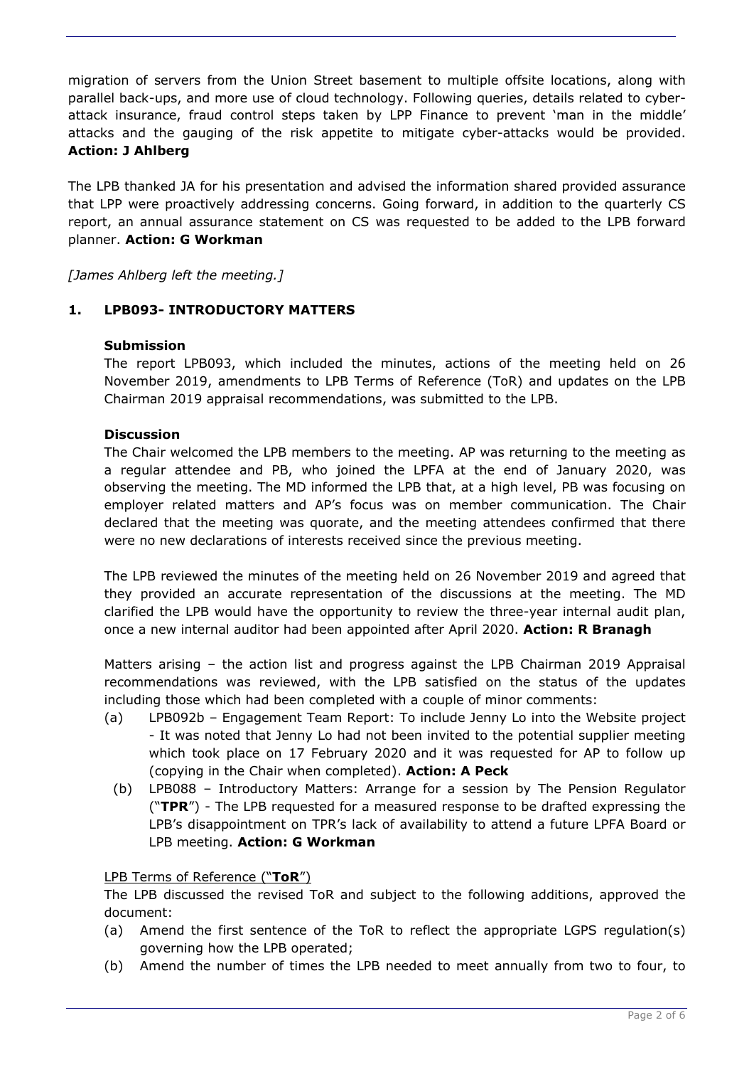migration of servers from the Union Street basement to multiple offsite locations, along with parallel back-ups, and more use of cloud technology. Following queries, details related to cyber-attack insurance, fraud control steps taken by LPP Finance to prevent 'man in the middle' attacks and the gauging of the risk appetite to mitigate cyber-attacks would be provided. **Action: J Ahlberg**

The LPB thanked JA for his presentation and advised the information shared provided assurance that LPP were proactively addressing concerns. Going forward, in addition to the quarterly CS report, an annual assurance statement on CS was requested to be added to the LPB forward planner. **Action: G Workman**

*[James Ahlberg left the meeting.]*

## 1. LPB093- INTRODUCTORY MATTERS

### Submission

The report LPB093, which included the minutes, actions of the meeting held on 26 November 2019, amendments to LPB Terms of Reference (ToR) and updates on the LPB Chairman 2019 appraisal recommendations, was submitted to the LPB.

### Discussion

The Chair welcomed the LPB members to the meeting. AP was returning to the meeting as a regular attendee and PB, who joined the LPFA at the end of January 2020, was observing the meeting. The MD informed the LPB that, at a high level, PB was focusing on employer related matters and AP's focus was on member communication. The Chair declared that the meeting was quorate, and the meeting attendees confirmed that there were no new declarations of interests received since the previous meeting.

The LPB reviewed the minutes of the meeting held on 26 November 2019 and agreed that they provided an accurate representation of the discussions at the meeting. The MD clarified the LPB would have the opportunity to review the three-year internal audit plan, once a new internal auditor had been appointed after April 2020. **Action: R Branagh**

Matters arising – the action list and progress against the LPB Chairman 2019 Appraisal recommendations was reviewed, with the LPB satisfied on the status of the updates including those which had been completed with a couple of minor comments:

(a) LPB092b – Engagement Team Report: To include Jenny Lo into the Website project - It was noted that Jenny Lo had not been invited to the potential supplier meeting which took place on 17 February 2020 and it was requested for AP to follow up (copying in the Chair when completed). **Action: A Peck**

(b) LPB088 – Introductory Matters: Arrange for a session by The Pension Regulator ("**TPR**") - The LPB requested for a measured response to be drafted expressing the LPB's disappointment on TPR's lack of availability to attend a future LPFA Board or LPB meeting. **Action: G Workman**

LPB Terms of Reference ("**ToR**")

The LPB discussed the revised ToR and subject to the following additions, approved the document:

(a) Amend the first sentence of the ToR to reflect the appropriate LGPS regulation(s) governing how the LPB operated;

(b) Amend the number of times the LPB needed to meet annually from two to four, to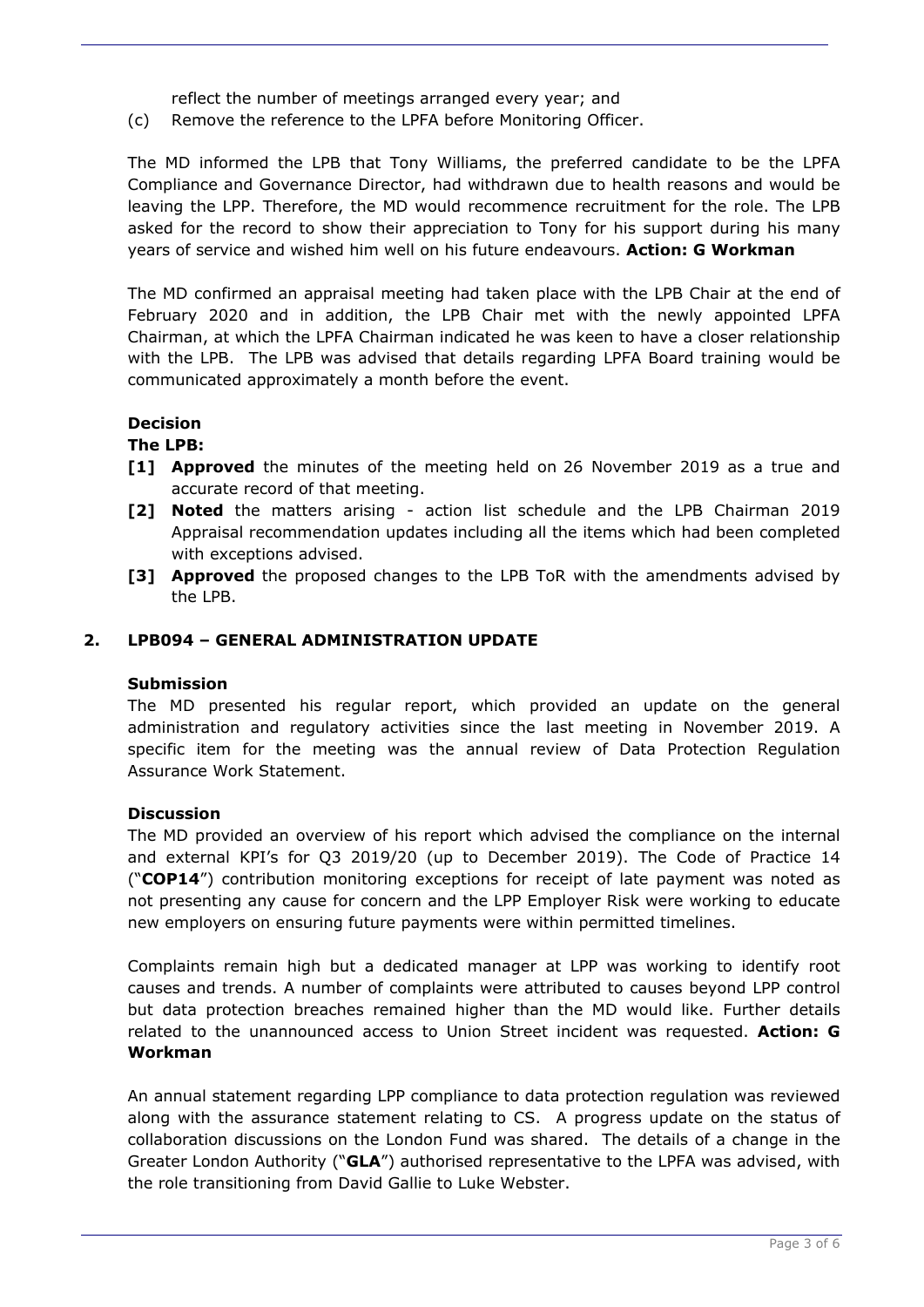reflect the number of meetings arranged every year; and

(c) Remove the reference to the LPFA before Monitoring Officer.

The MD informed the LPB that Tony Williams, the preferred candidate to be the LPFA Compliance and Governance Director, had withdrawn due to health reasons and would be leaving the LPP. Therefore, the MD would recommence recruitment for the role. The LPB asked for the record to show their appreciation to Tony for his support during his many years of service and wished him well on his future endeavours. **Action: G Workman**

The MD confirmed an appraisal meeting had taken place with the LPB Chair at the end of February 2020 and in addition, the LPB Chair met with the newly appointed LPFA Chairman, at which the LPFA Chairman indicated he was keen to have a closer relationship with the LPB. The LPB was advised that details regarding LPFA Board training would be communicated approximately a month before the event.

**Decision**

**The LPB:**

**[1] Approved** the minutes of the meeting held on 26 November 2019 as a true and accurate record of that meeting.

**[2] Noted** the matters arising - action list schedule and the LPB Chairman 2019 Appraisal recommendation updates including all the items which had been completed with exceptions advised.

**[3] Approved** the proposed changes to the LPB ToR with the amendments advised by the LPB.

## 2. LPB094 – GENERAL ADMINISTRATION UPDATE

**Submission**

The MD presented his regular report, which provided an update on the general administration and regulatory activities since the last meeting in November 2019. A specific item for the meeting was the annual review of Data Protection Regulation Assurance Work Statement.

**Discussion**

The MD provided an overview of his report which advised the compliance on the internal and external KPI's for Q3 2019/20 (up to December 2019). The Code of Practice 14 ("**COP14**") contribution monitoring exceptions for receipt of late payment was noted as not presenting any cause for concern and the LPP Employer Risk were working to educate new employers on ensuring future payments were within permitted timelines.

Complaints remain high but a dedicated manager at LPP was working to identify root causes and trends. A number of complaints were attributed to causes beyond LPP control but data protection breaches remained higher than the MD would like. Further details related to the unannounced access to Union Street incident was requested. **Action: G Workman**

An annual statement regarding LPP compliance to data protection regulation was reviewed along with the assurance statement relating to CS. A progress update on the status of collaboration discussions on the London Fund was shared. The details of a change in the Greater London Authority ("**GLA**") authorised representative to the LPFA was advised, with the role transitioning from David Gallie to Luke Webster.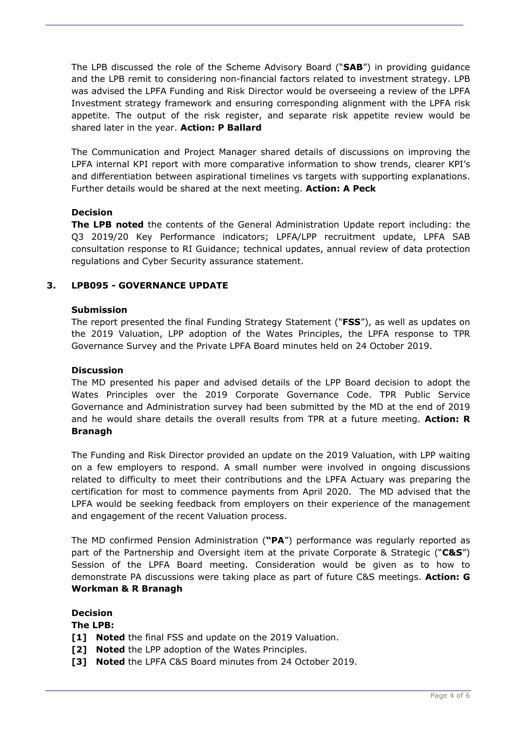The LPB discussed the role of the Scheme Advisory Board ("**SAB**") in providing guidance and the LPB remit to considering non-financial factors related to investment strategy. LPB was advised the LPFA Funding and Risk Director would be overseeing a review of the LPFA Investment strategy framework and ensuring corresponding alignment with the LPFA risk appetite. The output of the risk register, and separate risk appetite review would be shared later in the year. **Action: P Ballard**

The Communication and Project Manager shared details of discussions on improving the LPFA internal KPI report with more comparative information to show trends, clearer KPI's and differentiation between aspirational timelines vs targets with supporting explanations. Further details would be shared at the next meeting. **Action: A Peck**

**Decision**

**The LPB noted** the contents of the General Administration Update report including: the Q3 2019/20 Key Performance indicators; LPFA/LPP recruitment update, LPFA SAB consultation response to RI Guidance; technical updates, annual review of data protection regulations and Cyber Security assurance statement.

## 3. LPB095 - GOVERNANCE UPDATE

**Submission**

The report presented the final Funding Strategy Statement ("**FSS**"), as well as updates on the 2019 Valuation, LPP adoption of the Wates Principles, the LPFA response to TPR Governance Survey and the Private LPFA Board minutes held on 24 October 2019.

**Discussion**

The MD presented his paper and advised details of the LPP Board decision to adopt the Wates Principles over the 2019 Corporate Governance Code. TPR Public Service Governance and Administration survey had been submitted by the MD at the end of 2019 and he would share details the overall results from TPR at a future meeting. **Action: R Branagh**

The Funding and Risk Director provided an update on the 2019 Valuation, with LPP waiting on a few employers to respond. A small number were involved in ongoing discussions related to difficulty to meet their contributions and the LPFA Actuary was preparing the certification for most to commence payments from April 2020. The MD advised that the LPFA would be seeking feedback from employers on their experience of the management and engagement of the recent Valuation process.

The MD confirmed Pension Administration (**"PA"**) performance was regularly reported as part of the Partnership and Oversight item at the private Corporate & Strategic ("**C&S**") Session of the LPFA Board meeting. Consideration would be given as to how to demonstrate PA discussions were taking place as part of future C&S meetings. **Action: G Workman & R Branagh**

**Decision**

**The LPB:**

- **[1] Noted** the final FSS and update on the 2019 Valuation.
- **[2] Noted** the LPP adoption of the Wates Principles.
- **[3] Noted** the LPFA C&S Board minutes from 24 October 2019.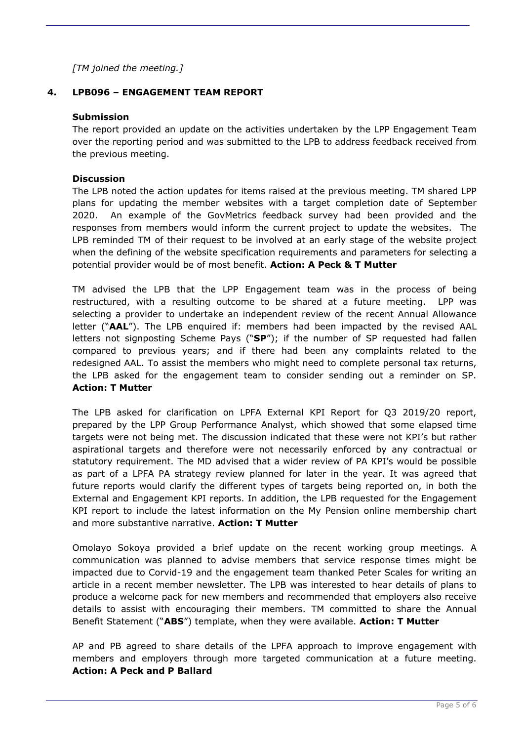*[TM joined the meeting.]*

## 4. LPB096 – ENGAGEMENT TEAM REPORT

**Submission**

The report provided an update on the activities undertaken by the LPP Engagement Team over the reporting period and was submitted to the LPB to address feedback received from the previous meeting.

**Discussion**

The LPB noted the action updates for items raised at the previous meeting. TM shared LPP plans for updating the member websites with a target completion date of September 2020. An example of the GovMetrics feedback survey had been provided and the responses from members would inform the current project to update the websites. The LPB reminded TM of their request to be involved at an early stage of the website project when the defining of the website specification requirements and parameters for selecting a potential provider would be of most benefit. **Action: A Peck & T Mutter**

TM advised the LPB that the LPP Engagement team was in the process of being restructured, with a resulting outcome to be shared at a future meeting. LPP was selecting a provider to undertake an independent review of the recent Annual Allowance letter ("**AAL**"). The LPB enquired if: members had been impacted by the revised AAL letters not signposting Scheme Pays ("**SP**"); if the number of SP requested had fallen compared to previous years; and if there had been any complaints related to the redesigned AAL. To assist the members who might need to complete personal tax returns, the LPB asked for the engagement team to consider sending out a reminder on SP. **Action: T Mutter**

The LPB asked for clarification on LPFA External KPI Report for Q3 2019/20 report, prepared by the LPP Group Performance Analyst, which showed that some elapsed time targets were not being met. The discussion indicated that these were not KPI's but rather aspirational targets and therefore were not necessarily enforced by any contractual or statutory requirement. The MD advised that a wider review of PA KPI's would be possible as part of a LPFA PA strategy review planned for later in the year. It was agreed that future reports would clarify the different types of targets being reported on, in both the External and Engagement KPI reports. In addition, the LPB requested for the Engagement KPI report to include the latest information on the My Pension online membership chart and more substantive narrative. **Action: T Mutter**

Omolayo Sokoya provided a brief update on the recent working group meetings. A communication was planned to advise members that service response times might be impacted due to Corvid-19 and the engagement team thanked Peter Scales for writing an article in a recent member newsletter. The LPB was interested to hear details of plans to produce a welcome pack for new members and recommended that employers also receive details to assist with encouraging their members. TM committed to share the Annual Benefit Statement ("**ABS**") template, when they were available. **Action: T Mutter**

AP and PB agreed to share details of the LPFA approach to improve engagement with members and employers through more targeted communication at a future meeting. **Action: A Peck and P Ballard**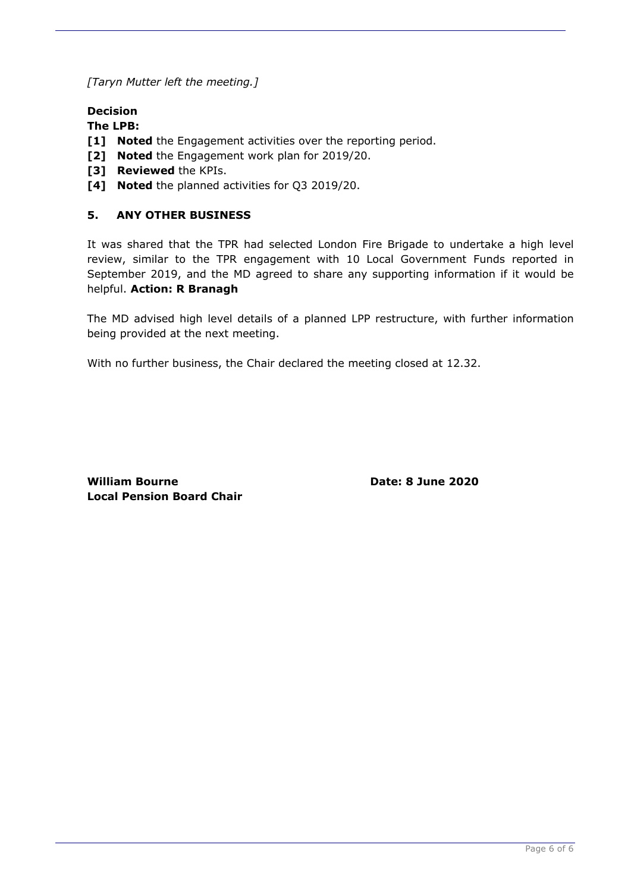*[Taryn Mutter left the meeting.]*

**Decision**

**The LPB:**

**[1]** **Noted** the Engagement activities over the reporting period.

**[2]** **Noted** the Engagement work plan for 2019/20.

**[3]** **Reviewed** the KPIs.

**[4]** **Noted** the planned activities for Q3 2019/20.

### 5. ANY OTHER BUSINESS

It was shared that the TPR had selected London Fire Brigade to undertake a high level review, similar to the TPR engagement with 10 Local Government Funds reported in September 2019, and the MD agreed to share any supporting information if it would be helpful. **Action: R Branagh**

The MD advised high level details of a planned LPP restructure, with further information being provided at the next meeting.

With no further business, the Chair declared the meeting closed at 12.32.

**William Bourne** **Date: 8 June 2020**
**Local Pension Board Chair**